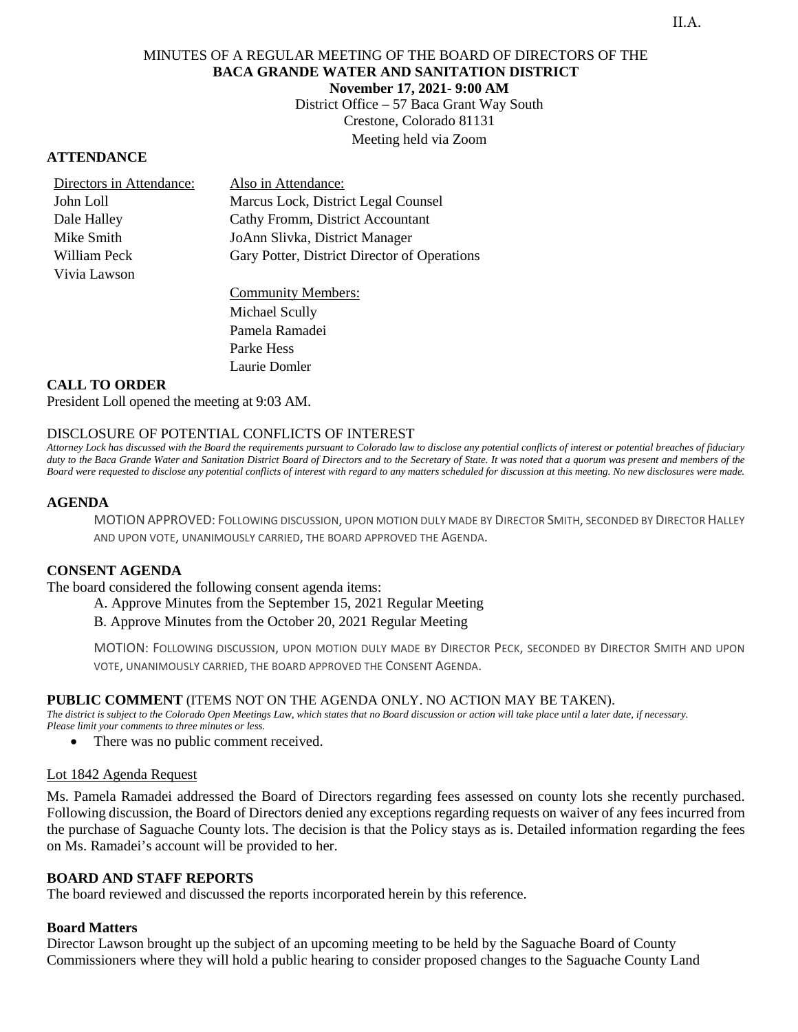II.A.

MINUTES OF A REGULAR MEETING OF THE BOARD OF DIRECTORS OF THE
**BACA GRANDE WATER AND SANITATION DISTRICT**
**November 17, 2021- 9:00 AM**
District Office – 57 Baca Grant Way South
Crestone, Colorado 81131
Meeting held via Zoom

## ATTENDANCE

| Directors in Attendance: | Also in Attendance: |
|---|---|
| John Loll | Marcus Lock, District Legal Counsel |
| Dale Halley | Cathy Fromm, District Accountant |
| Mike Smith | JoAnn Slivka, District Manager |
| William Peck | Gary Potter, District Director of Operations |
| Vivia Lawson | |
| | Community Members: |
| | Michael Scully |
| | Pamela Ramadei |
| | Parke Hess |
| | Laurie Domler |

## CALL TO ORDER

President Loll opened the meeting at 9:03 AM.

DISCLOSURE OF POTENTIAL CONFLICTS OF INTEREST

*Attorney Lock has discussed with the Board the requirements pursuant to Colorado law to disclose any potential conflicts of interest or potential breaches of fiduciary duty to the Baca Grande Water and Sanitation District Board of Directors and to the Secretary of State. It was noted that a quorum was present and members of the Board were requested to disclose any potential conflicts of interest with regard to any matters scheduled for discussion at this meeting. No new disclosures were made.*

## AGENDA

MOTION APPROVED: FOLLOWING DISCUSSION, UPON MOTION DULY MADE BY DIRECTOR SMITH, SECONDED BY DIRECTOR HALLEY AND UPON VOTE, UNANIMOUSLY CARRIED, THE BOARD APPROVED THE AGENDA.

## CONSENT AGENDA

The board considered the following consent agenda items:

A. Approve Minutes from the September 15, 2021 Regular Meeting

B. Approve Minutes from the October 20, 2021 Regular Meeting

MOTION: FOLLOWING DISCUSSION, UPON MOTION DULY MADE BY DIRECTOR PECK, SECONDED BY DIRECTOR SMITH AND UPON VOTE, UNANIMOUSLY CARRIED, THE BOARD APPROVED THE CONSENT AGENDA.

## PUBLIC COMMENT (ITEMS NOT ON THE AGENDA ONLY. NO ACTION MAY BE TAKEN).

*The district is subject to the Colorado Open Meetings Law, which states that no Board discussion or action will take place until a later date, if necessary. Please limit your comments to three minutes or less.*

- There was no public comment received.

Lot 1842 Agenda Request

Ms. Pamela Ramadei addressed the Board of Directors regarding fees assessed on county lots she recently purchased. Following discussion, the Board of Directors denied any exceptions regarding requests on waiver of any fees incurred from the purchase of Saguache County lots. The decision is that the Policy stays as is. Detailed information regarding the fees on Ms. Ramadei's account will be provided to her.

## BOARD AND STAFF REPORTS

The board reviewed and discussed the reports incorporated herein by this reference.

### Board Matters

Director Lawson brought up the subject of an upcoming meeting to be held by the Saguache Board of County Commissioners where they will hold a public hearing to consider proposed changes to the Saguache County Land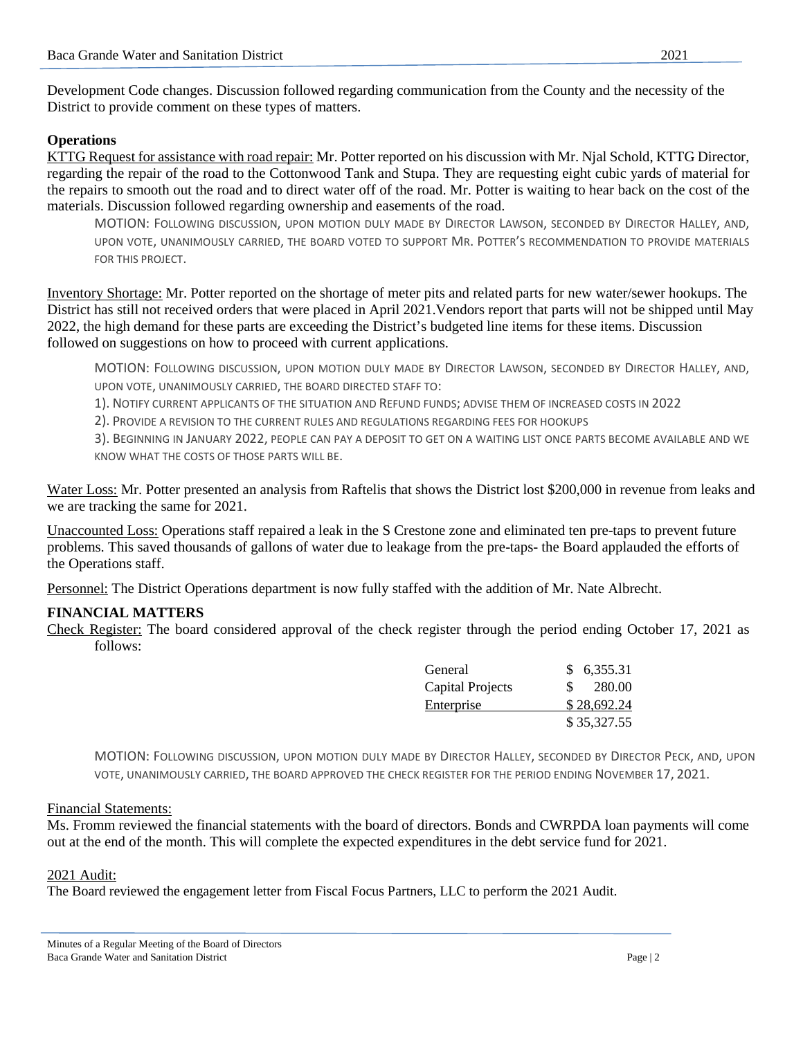Development Code changes. Discussion followed regarding communication from the County and the necessity of the District to provide comment on these types of matters.

**Operations**

KTTG Request for assistance with road repair: Mr. Potter reported on his discussion with Mr. Njal Schold, KTTG Director, regarding the repair of the road to the Cottonwood Tank and Stupa. They are requesting eight cubic yards of material for the repairs to smooth out the road and to direct water off of the road. Mr. Potter is waiting to hear back on the cost of the materials. Discussion followed regarding ownership and easements of the road.

MOTION: FOLLOWING DISCUSSION, UPON MOTION DULY MADE BY DIRECTOR LAWSON, SECONDED BY DIRECTOR HALLEY, AND, UPON VOTE, UNANIMOUSLY CARRIED, THE BOARD VOTED TO SUPPORT MR. POTTER'S RECOMMENDATION TO PROVIDE MATERIALS FOR THIS PROJECT.

Inventory Shortage: Mr. Potter reported on the shortage of meter pits and related parts for new water/sewer hookups. The District has still not received orders that were placed in April 2021.Vendors report that parts will not be shipped until May 2022, the high demand for these parts are exceeding the District's budgeted line items for these items. Discussion followed on suggestions on how to proceed with current applications.

MOTION: FOLLOWING DISCUSSION, UPON MOTION DULY MADE BY DIRECTOR LAWSON, SECONDED BY DIRECTOR HALLEY, AND, UPON VOTE, UNANIMOUSLY CARRIED, THE BOARD DIRECTED STAFF TO:

1). NOTIFY CURRENT APPLICANTS OF THE SITUATION AND REFUND FUNDS; ADVISE THEM OF INCREASED COSTS IN 2022

2). PROVIDE A REVISION TO THE CURRENT RULES AND REGULATIONS REGARDING FEES FOR HOOKUPS

3). BEGINNING IN JANUARY 2022, PEOPLE CAN PAY A DEPOSIT TO GET ON A WAITING LIST ONCE PARTS BECOME AVAILABLE AND WE KNOW WHAT THE COSTS OF THOSE PARTS WILL BE.

Water Loss: Mr. Potter presented an analysis from Raftelis that shows the District lost $200,000 in revenue from leaks and we are tracking the same for 2021.

Unaccounted Loss: Operations staff repaired a leak in the S Crestone zone and eliminated ten pre-taps to prevent future problems. This saved thousands of gallons of water due to leakage from the pre-taps- the Board applauded the efforts of the Operations staff.

Personnel: The District Operations department is now fully staffed with the addition of Mr. Nate Albrecht.

**FINANCIAL MATTERS**

Check Register: The board considered approval of the check register through the period ending October 17, 2021 as follows:

| | |
|---|---|
| General | $ 6,355.31 |
| Capital Projects | $ 280.00 |
| Enterprise | $ 28,692.24 |
| | $ 35,327.55 |

MOTION: FOLLOWING DISCUSSION, UPON MOTION DULY MADE BY DIRECTOR HALLEY, SECONDED BY DIRECTOR PECK, AND, UPON VOTE, UNANIMOUSLY CARRIED, THE BOARD APPROVED THE CHECK REGISTER FOR THE PERIOD ENDING NOVEMBER 17, 2021.

Financial Statements:

Ms. Fromm reviewed the financial statements with the board of directors. Bonds and CWRPDA loan payments will come out at the end of the month. This will complete the expected expenditures in the debt service fund for 2021.

2021 Audit:

The Board reviewed the engagement letter from Fiscal Focus Partners, LLC to perform the 2021 Audit.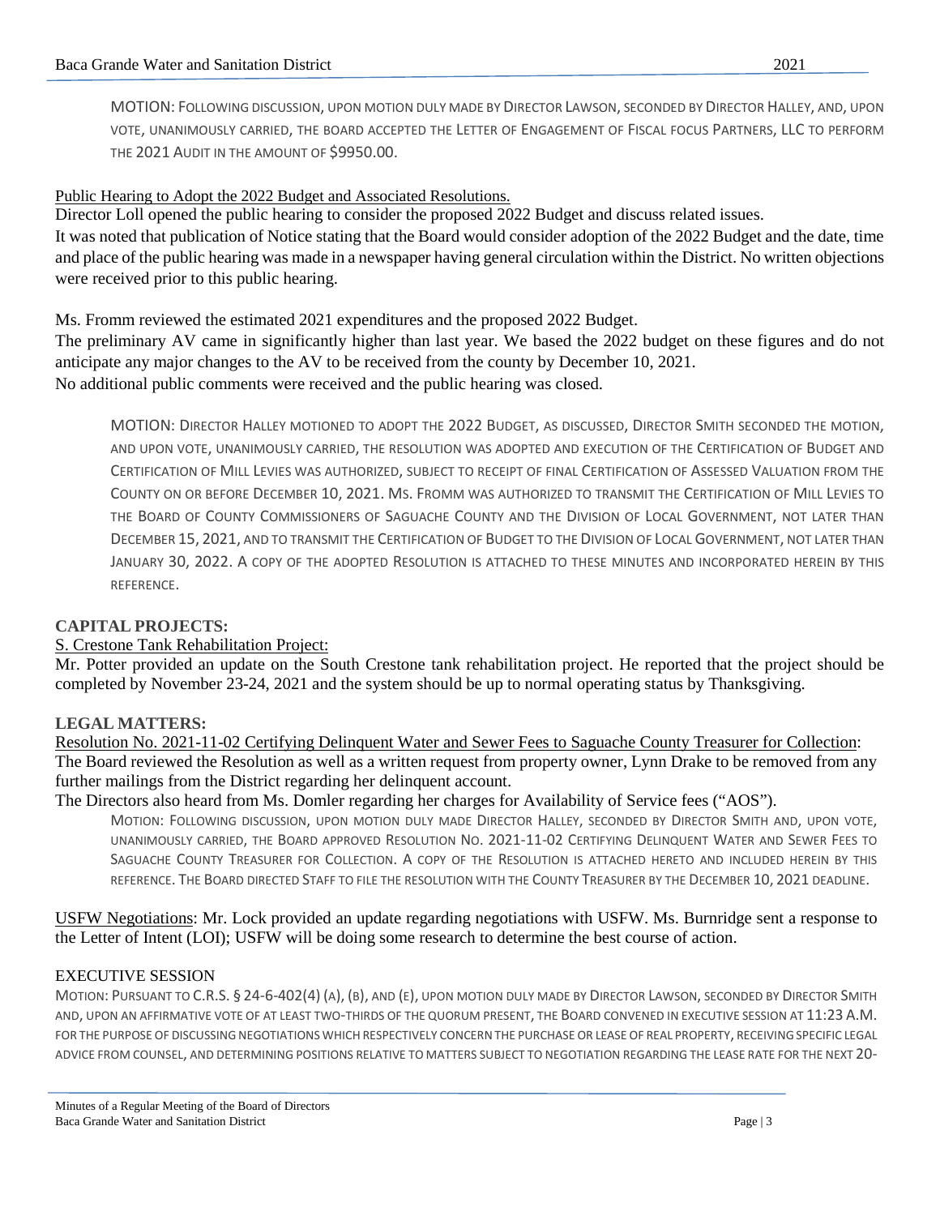MOTION: FOLLOWING DISCUSSION, UPON MOTION DULY MADE BY DIRECTOR LAWSON, SECONDED BY DIRECTOR HALLEY, AND, UPON VOTE, UNANIMOUSLY CARRIED, THE BOARD ACCEPTED THE LETTER OF ENGAGEMENT OF FISCAL FOCUS PARTNERS, LLC TO PERFORM THE 2021 AUDIT IN THE AMOUNT OF $9950.00.

Public Hearing to Adopt the 2022 Budget and Associated Resolutions.

Director Loll opened the public hearing to consider the proposed 2022 Budget and discuss related issues.

It was noted that publication of Notice stating that the Board would consider adoption of the 2022 Budget and the date, time and place of the public hearing was made in a newspaper having general circulation within the District. No written objections were received prior to this public hearing.

Ms. Fromm reviewed the estimated 2021 expenditures and the proposed 2022 Budget.

The preliminary AV came in significantly higher than last year. We based the 2022 budget on these figures and do not anticipate any major changes to the AV to be received from the county by December 10, 2021.

No additional public comments were received and the public hearing was closed.

MOTION: DIRECTOR HALLEY MOTIONED TO ADOPT THE 2022 BUDGET, AS DISCUSSED, DIRECTOR SMITH SECONDED THE MOTION, AND UPON VOTE, UNANIMOUSLY CARRIED, THE RESOLUTION WAS ADOPTED AND EXECUTION OF THE CERTIFICATION OF BUDGET AND CERTIFICATION OF MILL LEVIES WAS AUTHORIZED, SUBJECT TO RECEIPT OF FINAL CERTIFICATION OF ASSESSED VALUATION FROM THE COUNTY ON OR BEFORE DECEMBER 10, 2021. MS. FROMM WAS AUTHORIZED TO TRANSMIT THE CERTIFICATION OF MILL LEVIES TO THE BOARD OF COUNTY COMMISSIONERS OF SAGUACHE COUNTY AND THE DIVISION OF LOCAL GOVERNMENT, NOT LATER THAN DECEMBER 15, 2021, AND TO TRANSMIT THE CERTIFICATION OF BUDGET TO THE DIVISION OF LOCAL GOVERNMENT, NOT LATER THAN JANUARY 30, 2022. A COPY OF THE ADOPTED RESOLUTION IS ATTACHED TO THESE MINUTES AND INCORPORATED HEREIN BY THIS REFERENCE.

**CAPITAL PROJECTS:**

S. Crestone Tank Rehabilitation Project:

Mr. Potter provided an update on the South Crestone tank rehabilitation project. He reported that the project should be completed by November 23-24, 2021 and the system should be up to normal operating status by Thanksgiving.

**LEGAL MATTERS:**

Resolution No. 2021-11-02 Certifying Delinquent Water and Sewer Fees to Saguache County Treasurer for Collection: The Board reviewed the Resolution as well as a written request from property owner, Lynn Drake to be removed from any further mailings from the District regarding her delinquent account.

The Directors also heard from Ms. Domler regarding her charges for Availability of Service fees ("AOS").

MOTION: FOLLOWING DISCUSSION, UPON MOTION DULY MADE DIRECTOR HALLEY, SECONDED BY DIRECTOR SMITH AND, UPON VOTE, UNANIMOUSLY CARRIED, THE BOARD APPROVED RESOLUTION NO. 2021-11-02 CERTIFYING DELINQUENT WATER AND SEWER FEES TO SAGUACHE COUNTY TREASURER FOR COLLECTION. A COPY OF THE RESOLUTION IS ATTACHED HERETO AND INCLUDED HEREIN BY THIS REFERENCE. THE BOARD DIRECTED STAFF TO FILE THE RESOLUTION WITH THE COUNTY TREASURER BY THE DECEMBER 10, 2021 DEADLINE.

USFW Negotiations: Mr. Lock provided an update regarding negotiations with USFW. Ms. Burnridge sent a response to the Letter of Intent (LOI); USFW will be doing some research to determine the best course of action.

EXECUTIVE SESSION

MOTION: PURSUANT TO C.R.S. § 24-6-402(4) (A), (B), AND (E), UPON MOTION DULY MADE BY DIRECTOR LAWSON, SECONDED BY DIRECTOR SMITH AND, UPON AN AFFIRMATIVE VOTE OF AT LEAST TWO-THIRDS OF THE QUORUM PRESENT, THE BOARD CONVENED IN EXECUTIVE SESSION AT 11:23 A.M. FOR THE PURPOSE OF DISCUSSING NEGOTIATIONS WHICH RESPECTIVELY CONCERN THE PURCHASE OR LEASE OF REAL PROPERTY, RECEIVING SPECIFIC LEGAL ADVICE FROM COUNSEL, AND DETERMINING POSITIONS RELATIVE TO MATTERS SUBJECT TO NEGOTIATION REGARDING THE LEASE RATE FOR THE NEXT 20-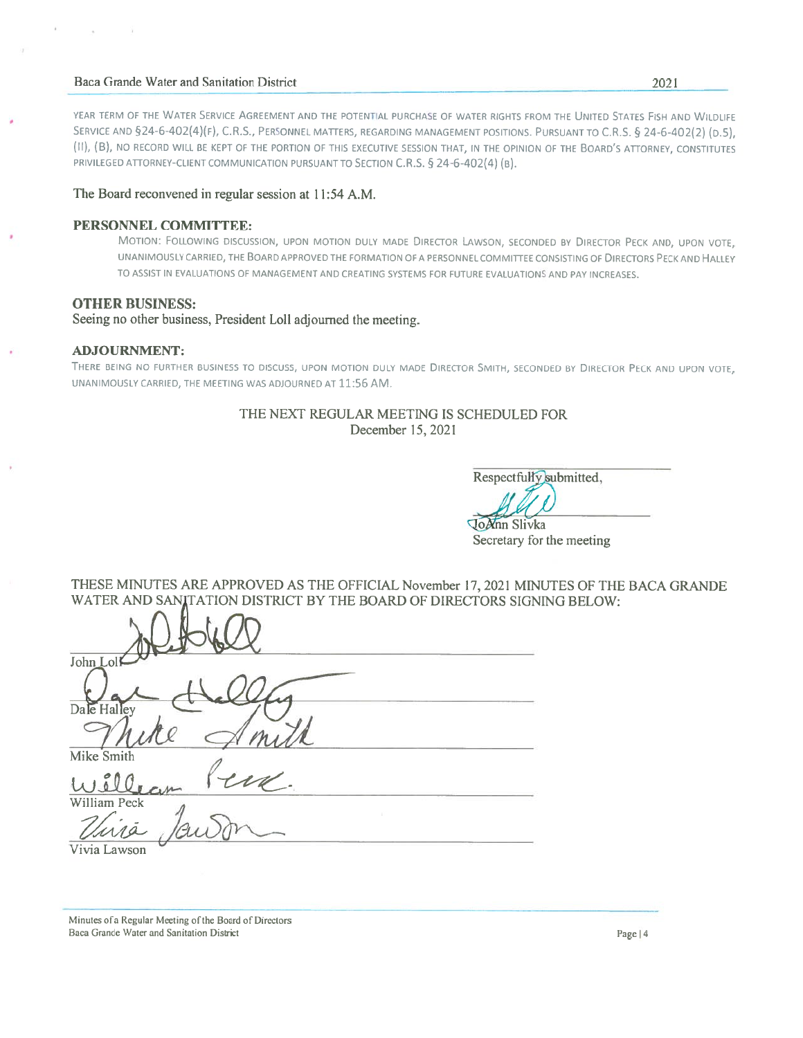YEAR TERM OF THE WATER SERVICE AGREEMENT AND THE POTENTIAL PURCHASE OF WATER RIGHTS FROM THE UNITED STATES FISH AND WILDLIFE SERVICE AND §24-6-402(4)(F), C.R.S., PERSONNEL MATTERS, REGARDING MANAGEMENT POSITIONS. PURSUANT TO C.R.S. § 24-6-402(2) (D.5), (II), (B), NO RECORD WILL BE KEPT OF THE PORTION OF THIS EXECUTIVE SESSION THAT, IN THE OPINION OF THE BOARD'S ATTORNEY, CONSTITUTES PRIVILEGED ATTORNEY-CLIENT COMMUNICATION PURSUANT TO SECTION C.R.S. § 24-6-402(4) (B).

The Board reconvened in regular session at 11:54 A.M.

**PERSONNEL COMMITTEE:**

MOTION: FOLLOWING DISCUSSION, UPON MOTION DULY MADE DIRECTOR LAWSON, SECONDED BY DIRECTOR PECK AND, UPON VOTE, UNANIMOUSLY CARRIED, THE BOARD APPROVED THE FORMATION OF A PERSONNEL COMMITTEE CONSISTING OF DIRECTORS PECK AND HALLEY TO ASSIST IN EVALUATIONS OF MANAGEMENT AND CREATING SYSTEMS FOR FUTURE EVALUATIONS AND PAY INCREASES.

**OTHER BUSINESS:**

Seeing no other business, President Loll adjourned the meeting.

**ADJOURNMENT:**

THERE BEING NO FURTHER BUSINESS TO DISCUSS, UPON MOTION DULY MADE DIRECTOR SMITH, SECONDED BY DIRECTOR PECK AND UPON VOTE, UNANIMOUSLY CARRIED, THE MEETING WAS ADJOURNED AT 11:56 AM.

THE NEXT REGULAR MEETING IS SCHEDULED FOR
December 15, 2021

Respectfully submitted,

JoAnn Slivka
Secretary for the meeting

THESE MINUTES ARE APPROVED AS THE OFFICIAL November 17, 2021 MINUTES OF THE BACA GRANDE WATER AND SANITATION DISTRICT BY THE BOARD OF DIRECTORS SIGNING BELOW:

John Loll

Dale Halley

Mike Smith

William Peck

Vivia Lawson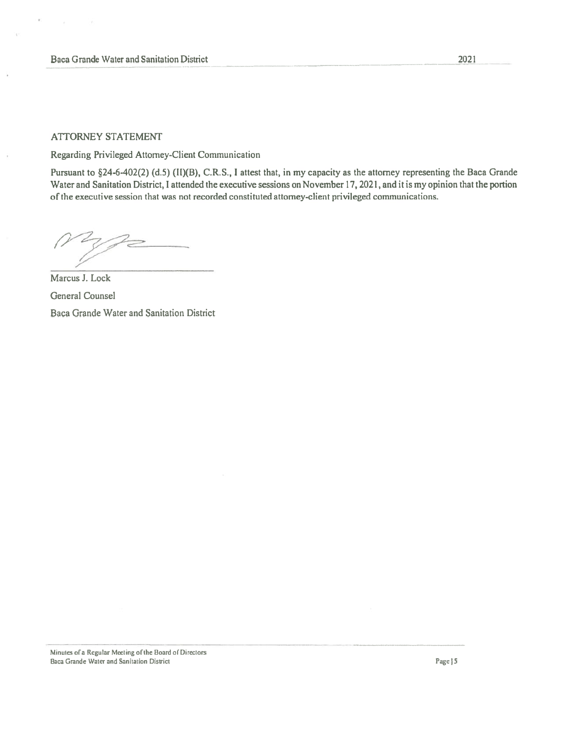## ATTORNEY STATEMENT

Regarding Privileged Attorney-Client Communication

Pursuant to §24-6-402(2) (d.5) (II)(B), C.R.S., I attest that, in my capacity as the attorney representing the Baca Grande Water and Sanitation District, I attended the executive sessions on November 17, 2021, and it is my opinion that the portion of the executive session that was not recorded constituted attorney-client privileged communications.

Marcus J. Lock
General Counsel
Baca Grande Water and Sanitation District